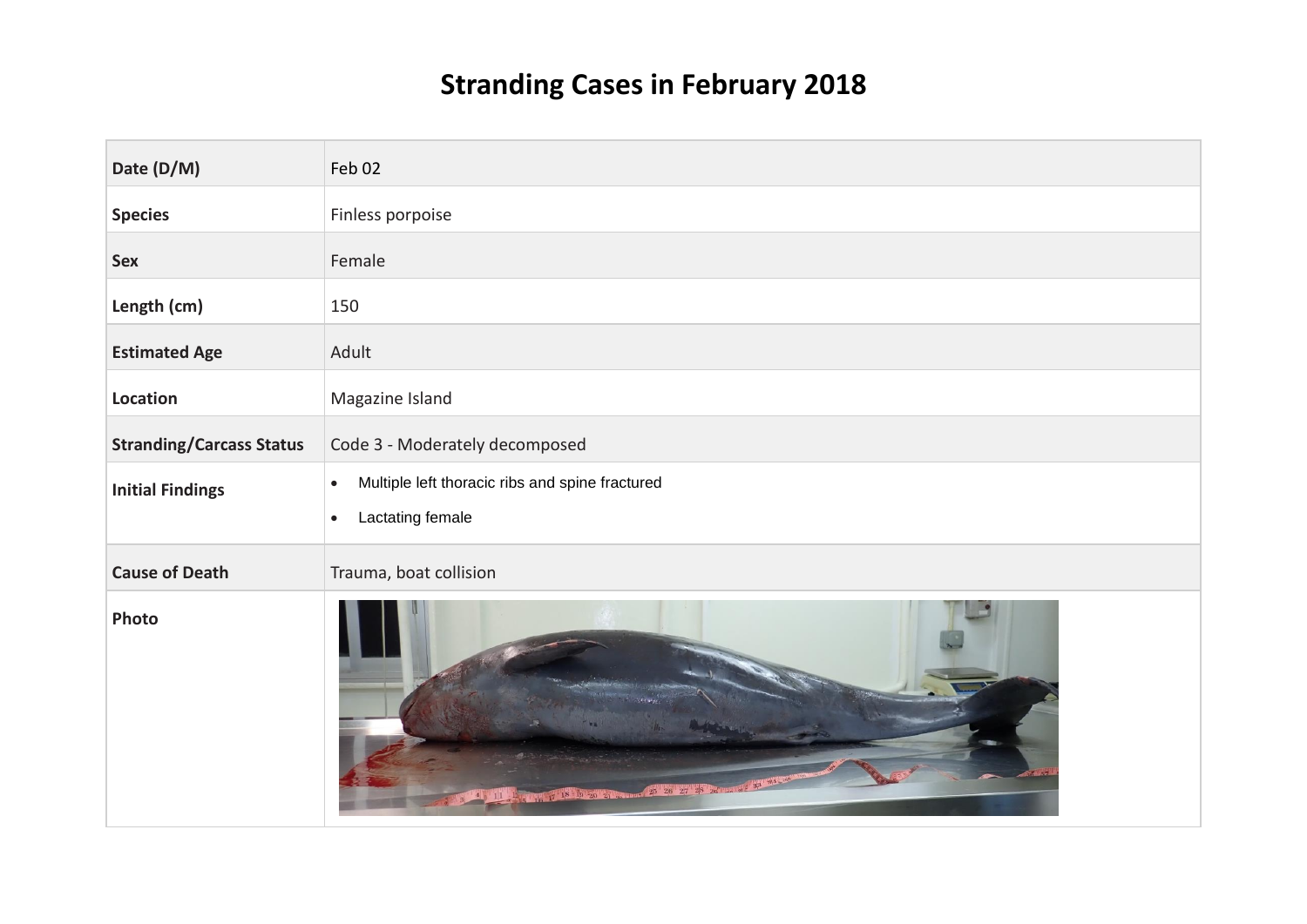# Stranding Cases in February 2018

| Date (D/M) | Feb 02 |
|---|---|
| **Species** | Finless porpoise |
| **Sex** | Female |
| **Length (cm)** | 150 |
| **Estimated Age** | Adult |
| **Location** | Magazine Island |
| **Stranding/Carcass Status** | Code 3 - Moderately decomposed |
| **Initial Findings** | • Multiple left thoracic ribs and spine fractured<br>• Lactating female |
| **Cause of Death** | Trauma, boat collision |
| **Photo** | |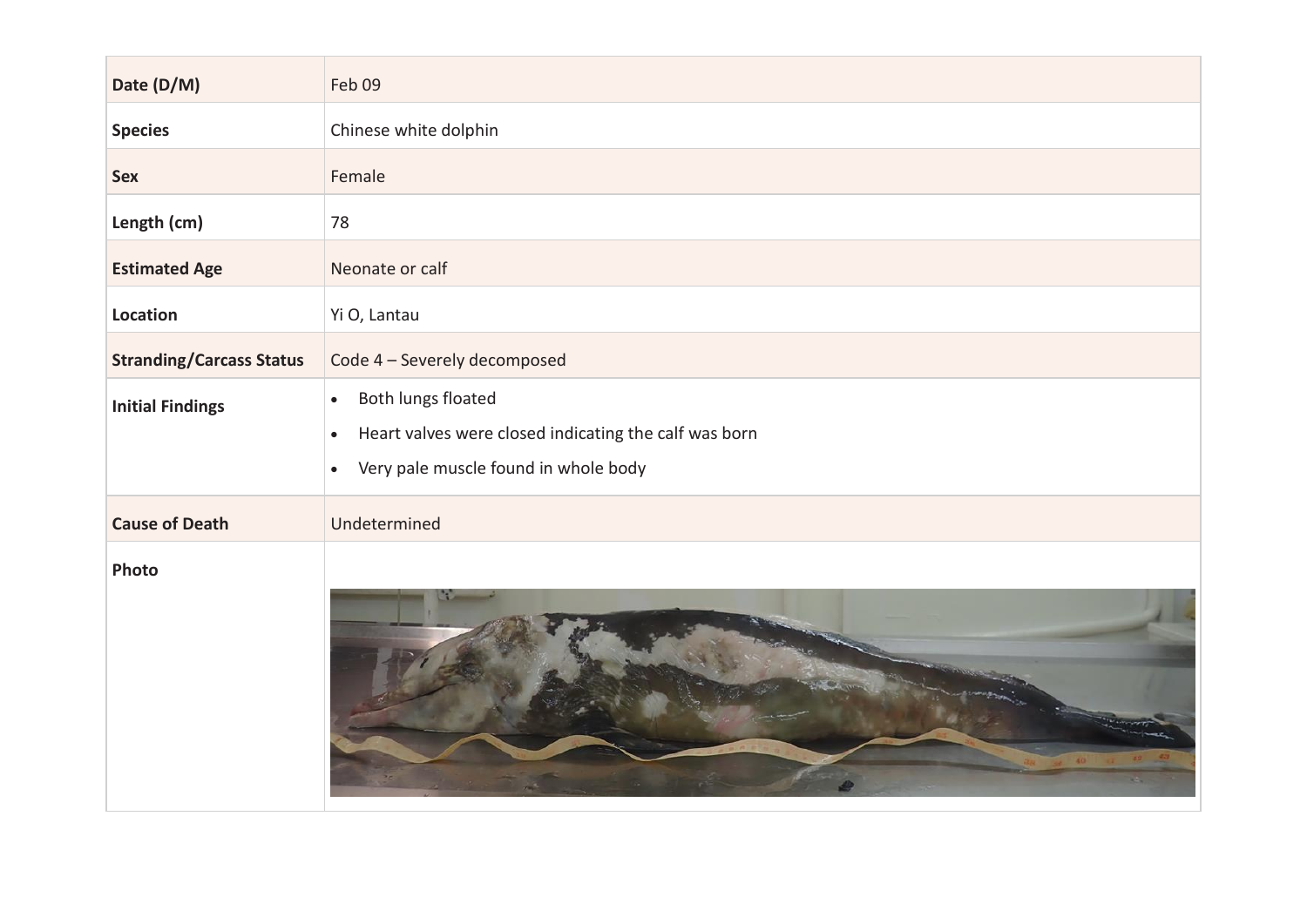| Date (D/M) | Feb 09 |
| --- | --- |
| Species | Chinese white dolphin |
| Sex | Female |
| Length (cm) | 78 |
| Estimated Age | Neonate or calf |
| Location | Yi O, Lantau |
| Stranding/Carcass Status | Code 4 – Severely decomposed |
| Initial Findings | • Both lungs floated<br>• Heart valves were closed indicating the calf was born<br>• Very pale muscle found in whole body |
| Cause of Death | Undetermined |
| Photo | |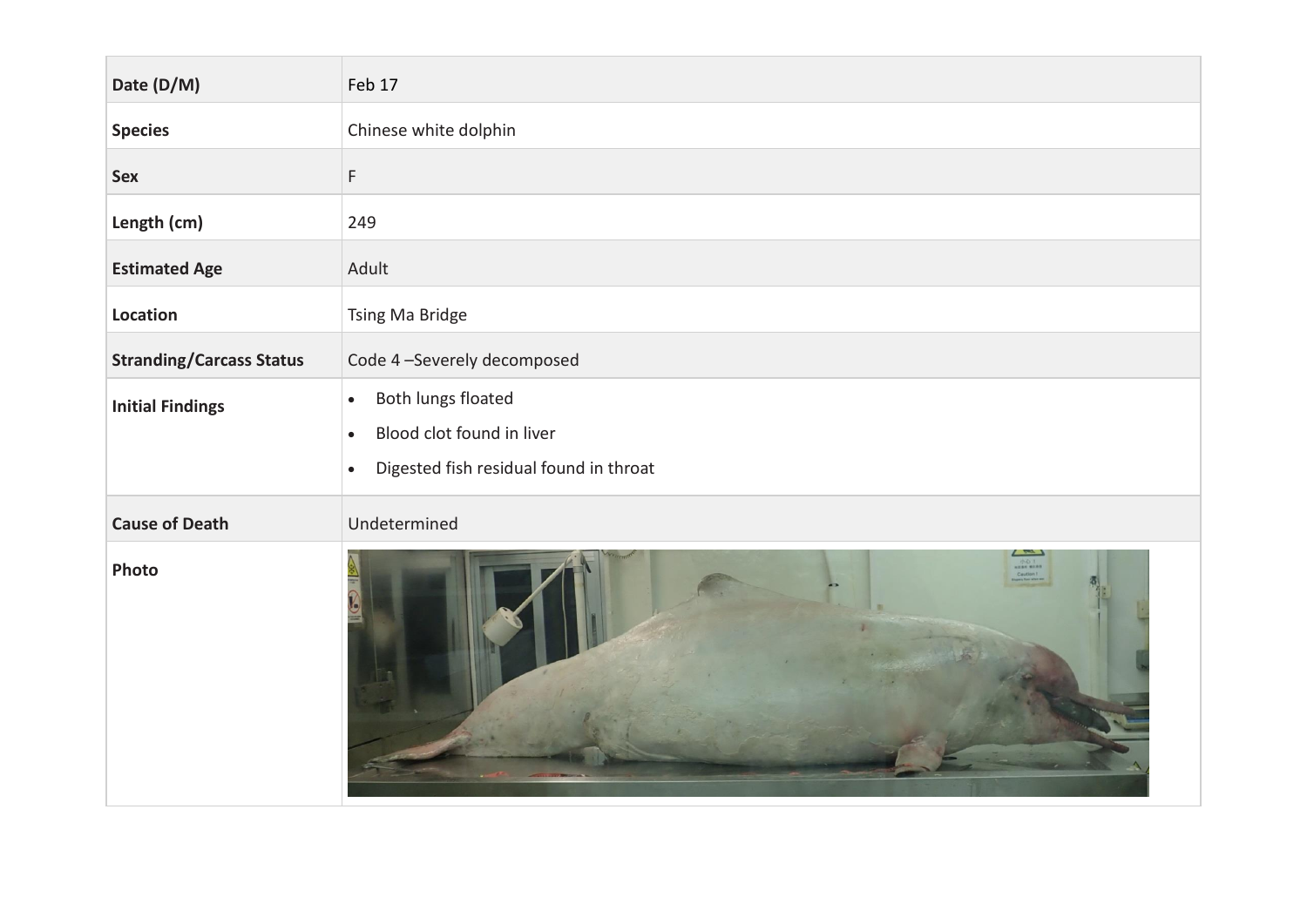| Date (D/M) | Feb 17 |
|---|---|
| **Species** | Chinese white dolphin |
| **Sex** | F |
| **Length (cm)** | 249 |
| **Estimated Age** | Adult |
| **Location** | Tsing Ma Bridge |
| **Stranding/Carcass Status** | Code 4 –Severely decomposed |
| **Initial Findings** | • Both lungs floated<br>• Blood clot found in liver<br>• Digested fish residual found in throat |
| **Cause of Death** | Undetermined |
| **Photo** | |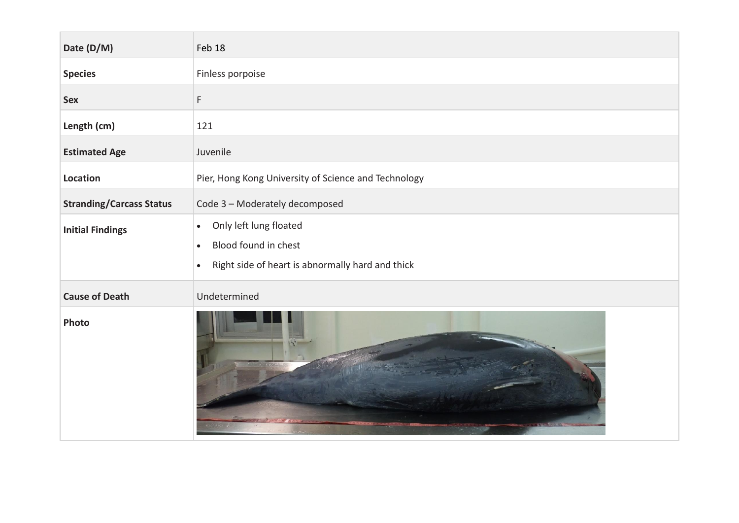| Date (D/M) | Feb 18 |
|---|---|
| Species | Finless porpoise |
| Sex | F |
| Length (cm) | 121 |
| Estimated Age | Juvenile |
| Location | Pier, Hong Kong University of Science and Technology |
| Stranding/Carcass Status | Code 3 – Moderately decomposed |
| Initial Findings | • Only left lung floated<br>• Blood found in chest<br>• Right side of heart is abnormally hard and thick |
| Cause of Death | Undetermined |
| Photo | |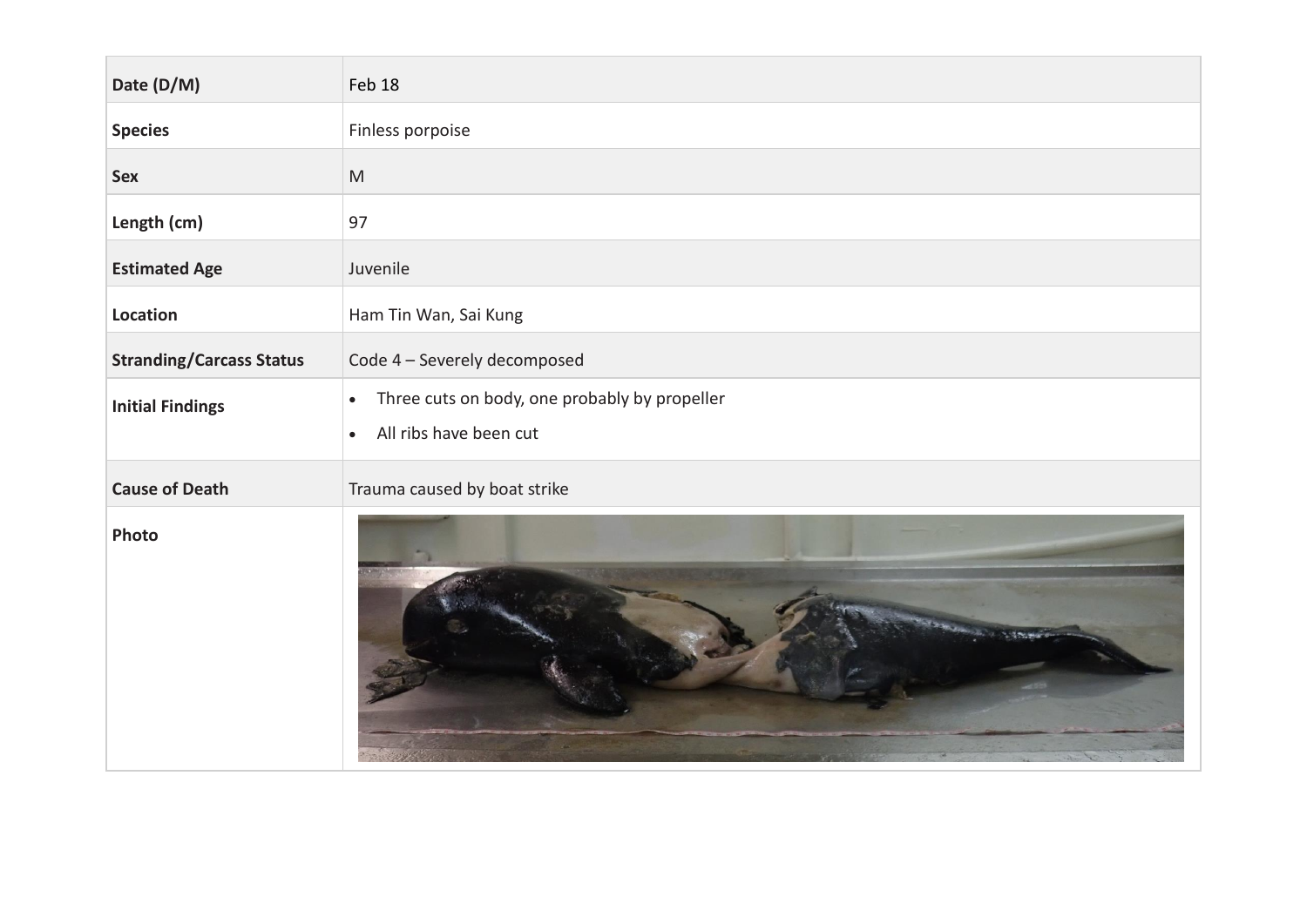| Date (D/M) | Feb 18 |
| --- | --- |
| **Species** | Finless porpoise |
| **Sex** | M |
| **Length (cm)** | 97 |
| **Estimated Age** | Juvenile |
| **Location** | Ham Tin Wan, Sai Kung |
| **Stranding/Carcass Status** | Code 4 – Severely decomposed |
| **Initial Findings** | • Three cuts on body, one probably by propeller<br>• All ribs have been cut |
| **Cause of Death** | Trauma caused by boat strike |
| **Photo** | |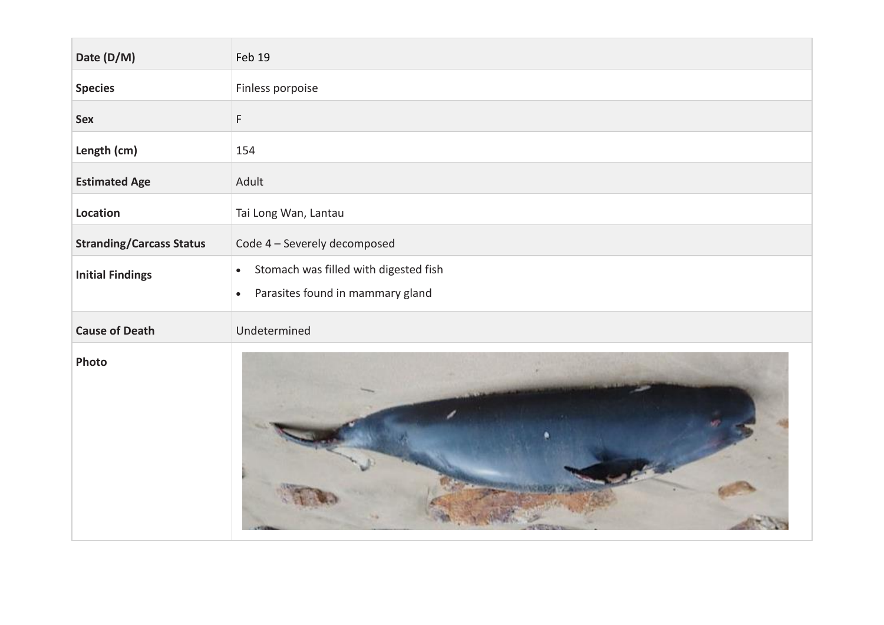| Date (D/M) | Feb 19 |
|---|---|
| Species | Finless porpoise |
| Sex | F |
| Length (cm) | 154 |
| Estimated Age | Adult |
| Location | Tai Long Wan, Lantau |
| Stranding/Carcass Status | Code 4 – Severely decomposed |
| Initial Findings | • Stomach was filled with digested fish<br>• Parasites found in mammary gland |
| Cause of Death | Undetermined |
| Photo | |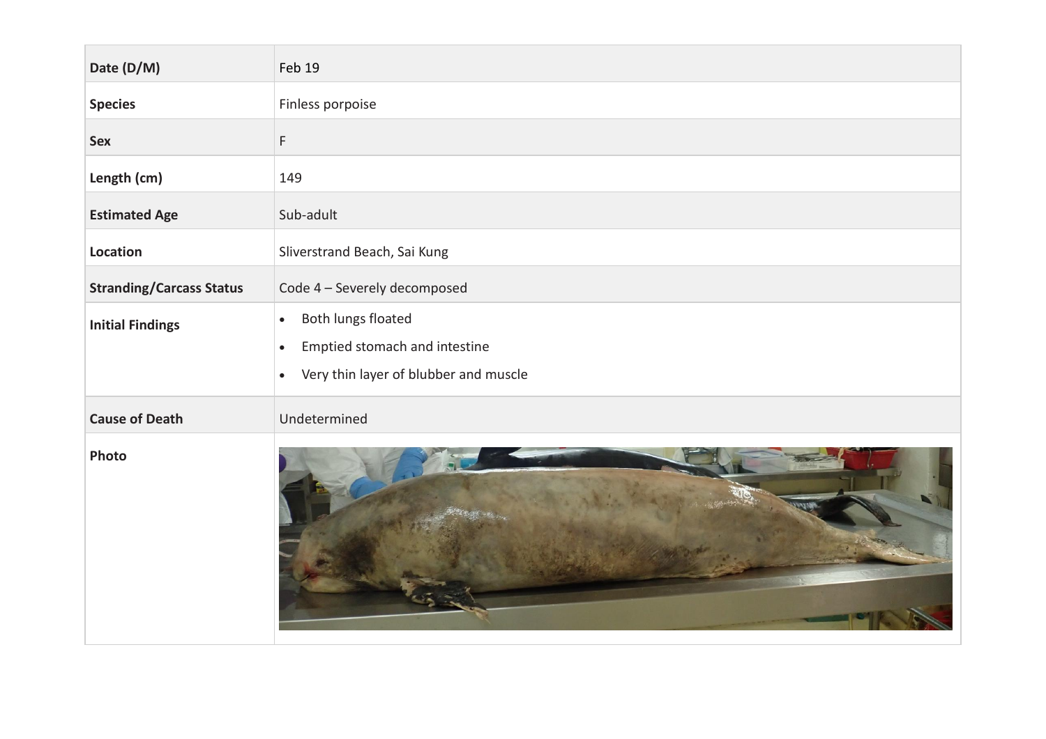| Date (D/M) | Feb 19 |
|---|---|
| **Species** | Finless porpoise |
| **Sex** | F |
| **Length (cm)** | 149 |
| **Estimated Age** | Sub-adult |
| **Location** | Sliverstrand Beach, Sai Kung |
| **Stranding/Carcass Status** | Code 4 – Severely decomposed |
| **Initial Findings** | • Both lungs floated<br>• Emptied stomach and intestine<br>• Very thin layer of blubber and muscle |
| **Cause of Death** | Undetermined |
| **Photo** | |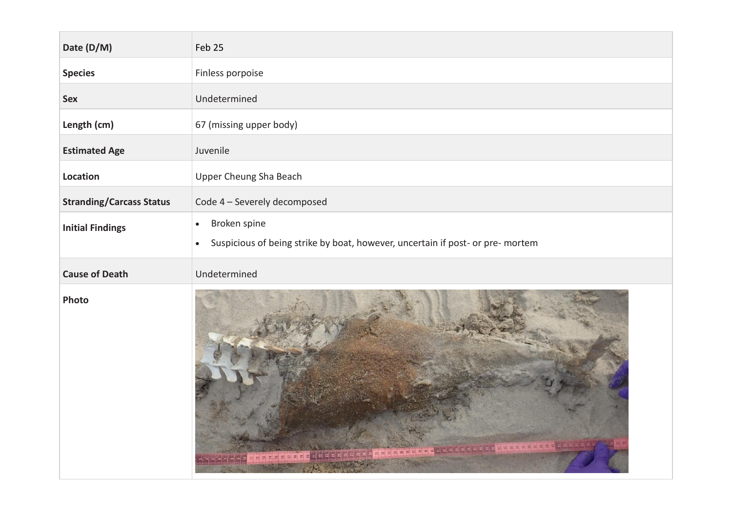| Date (D/M) | Feb 25 |
|---|---|
| **Species** | Finless porpoise |
| **Sex** | Undetermined |
| **Length (cm)** | 67 (missing upper body) |
| **Estimated Age** | Juvenile |
| **Location** | Upper Cheung Sha Beach |
| **Stranding/Carcass Status** | Code 4 – Severely decomposed |
| **Initial Findings** | • Broken spine<br>• Suspicious of being strike by boat, however, uncertain if post- or pre- mortem |
| **Cause of Death** | Undetermined |
| **Photo** | |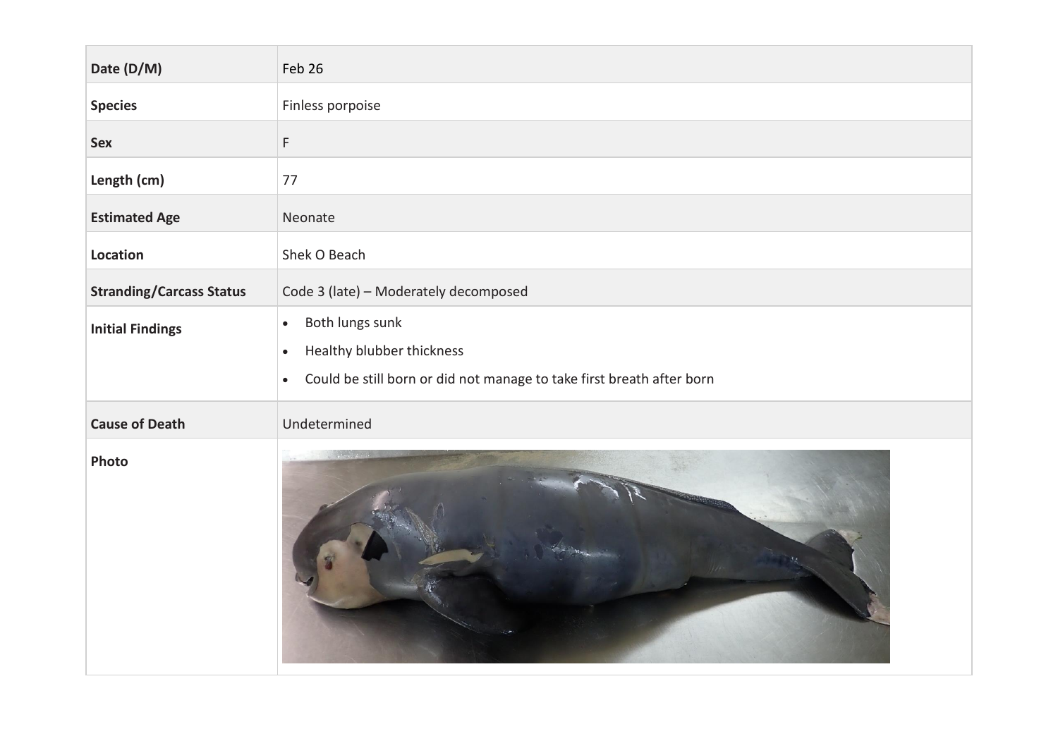| | |
|---|---|
| **Date (D/M)** | Feb 26 |
| **Species** | Finless porpoise |
| **Sex** | F |
| **Length (cm)** | 77 |
| **Estimated Age** | Neonate |
| **Location** | Shek O Beach |
| **Stranding/Carcass Status** | Code 3 (late) – Moderately decomposed |
| **Initial Findings** | • Both lungs sunk<br>• Healthy blubber thickness<br>• Could be still born or did not manage to take first breath after born |
| **Cause of Death** | Undetermined |
| **Photo** | |